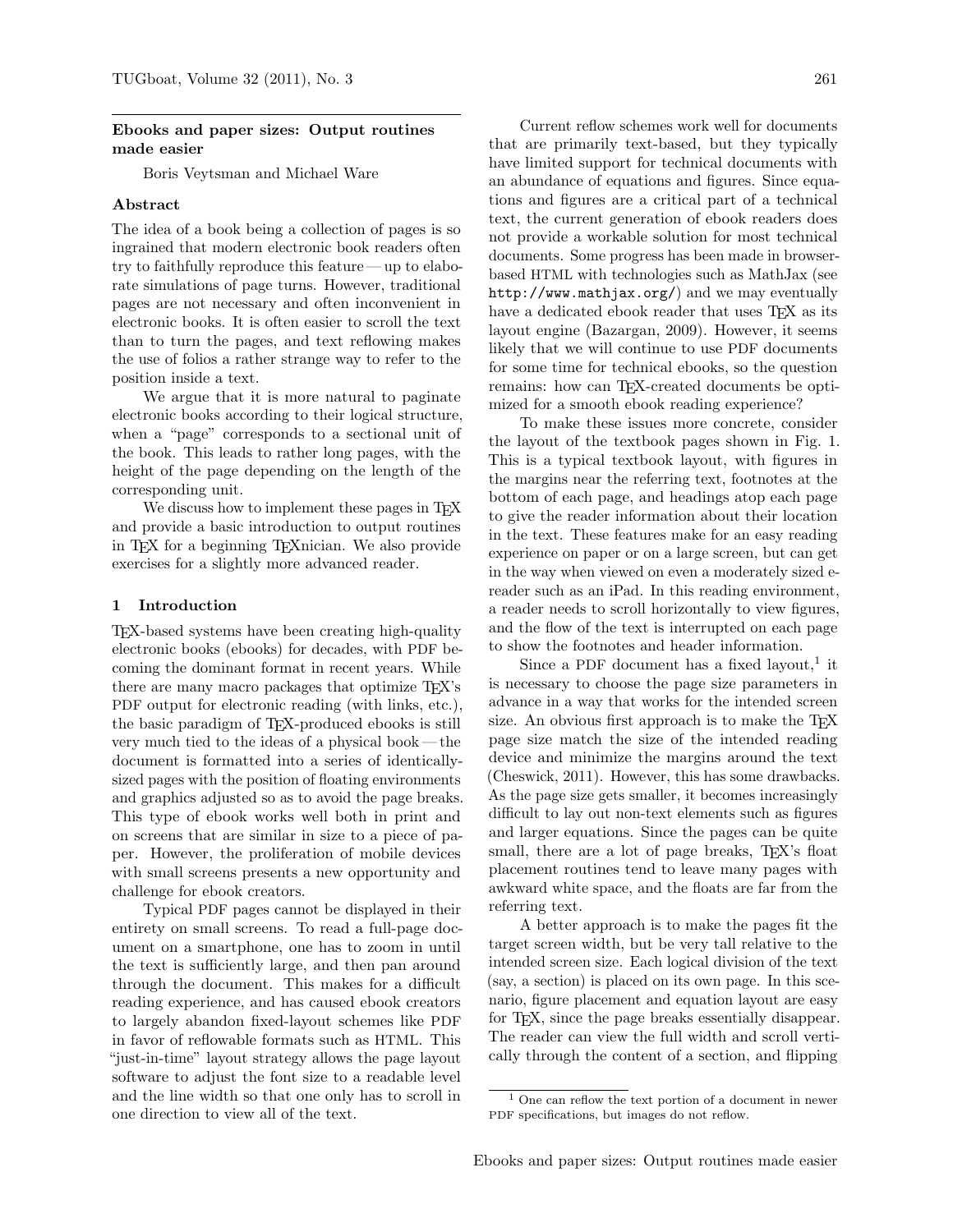# Ebooks and paper sizes: Output routines made easier

Boris Veytsman and Michael Ware

## Abstract

The idea of a book being a collection of pages is so ingrained that modern electronic book readers often try to faithfully reproduce this feature — up to elaborate simulations of page turns. However, traditional pages are not necessary and often inconvenient in electronic books. It is often easier to scroll the text than to turn the pages, and text reflowing makes the use of folios a rather strange way to refer to the position inside a text.

We argue that it is more natural to paginate electronic books according to their logical structure, when a "page" corresponds to a sectional unit of the book. This leads to rather long pages, with the height of the page depending on the length of the corresponding unit.

We discuss how to implement these pages in TEX and provide a basic introduction to output routines in TEX for a beginning TEXnician. We also provide exercises for a slightly more advanced reader.

## 1 Introduction

TEX-based systems have been creating high-quality electronic books (ebooks) for decades, with PDF becoming the dominant format in recent years. While there are many macro packages that optimize TEX's PDF output for electronic reading (with links, etc.), the basic paradigm of TEX-produced ebooks is still very much tied to the ideas of a physical book — the document is formatted into a series of identically-sized pages with the position of floating environments and graphics adjusted so as to avoid the page breaks. This type of ebook works well both in print and on screens that are similar in size to a piece of paper. However, the proliferation of mobile devices with small screens presents a new opportunity and challenge for ebook creators.

Typical PDF pages cannot be displayed in their entirety on small screens. To read a full-page document on a smartphone, one has to zoom in until the text is sufficiently large, and then pan around through the document. This makes for a difficult reading experience, and has caused ebook creators to largely abandon fixed-layout schemes like PDF in favor of reflowable formats such as HTML. This "just-in-time" layout strategy allows the page layout software to adjust the font size to a readable level and the line width so that one only has to scroll in one direction to view all of the text.

Current reflow schemes work well for documents that are primarily text-based, but they typically have limited support for technical documents with an abundance of equations and figures. Since equations and figures are a critical part of a technical text, the current generation of ebook readers does not provide a workable solution for most technical documents. Some progress has been made in browser-based HTML with technologies such as MathJax (see `http://www.mathjax.org/`) and we may eventually have a dedicated ebook reader that uses TEX as its layout engine (Bazargan, 2009). However, it seems likely that we will continue to use PDF documents for some time for technical ebooks, so the question remains: how can TEX-created documents be optimized for a smooth ebook reading experience?

To make these issues more concrete, consider the layout of the textbook pages shown in Fig. 1. This is a typical textbook layout, with figures in the margins near the referring text, footnotes at the bottom of each page, and headings atop each page to give the reader information about their location in the text. These features make for an easy reading experience on paper or on a large screen, but can get in the way when viewed on even a moderately sized e-reader such as an iPad. In this reading environment, a reader needs to scroll horizontally to view figures, and the flow of the text is interrupted on each page to show the footnotes and header information.

Since a PDF document has a fixed layout,[1] it is necessary to choose the page size parameters in advance in a way that works for the intended screen size. An obvious first approach is to make the TEX page size match the size of the intended reading device and minimize the margins around the text (Cheswick, 2011). However, this has some drawbacks. As the page size gets smaller, it becomes increasingly difficult to lay out non-text elements such as figures and larger equations. Since the pages can be quite small, there are a lot of page breaks, TEX's float placement routines tend to leave many pages with awkward white space, and the floats are far from the referring text.

A better approach is to make the pages fit the target screen width, but be very tall relative to the intended screen size. Each logical division of the text (say, a section) is placed on its own page. In this scenario, figure placement and equation layout are easy for TEX, since the page breaks essentially disappear. The reader can view the full width and scroll vertically through the content of a section, and flipping

[1] One can reflow the text portion of a document in newer PDF specifications, but images do not reflow.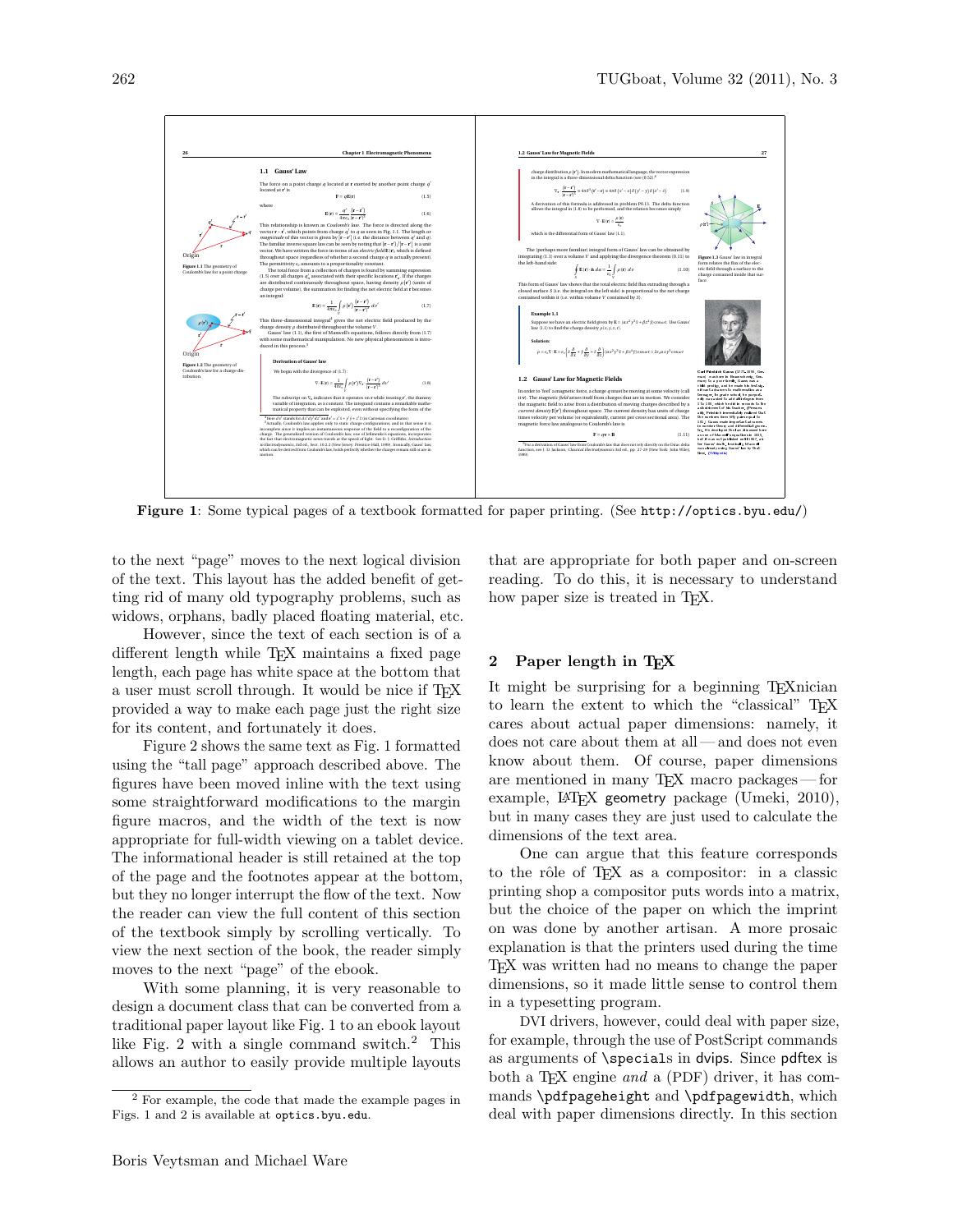Figure 1: Some typical pages of a textbook formatted for paper printing. (See http://optics.byu.edu/)

to the next "page" moves to the next logical division of the text. This layout has the added benefit of getting rid of many old typography problems, such as widows, orphans, badly placed floating material, etc.

However, since the text of each section is of a different length while TEX maintains a fixed page length, each page has white space at the bottom that a user must scroll through. It would be nice if TEX provided a way to make each page just the right size for its content, and fortunately it does.

Figure 2 shows the same text as Fig. 1 formatted using the "tall page" approach described above. The figures have been moved inline with the text using some straightforward modifications to the margin figure macros, and the width of the text is now appropriate for full-width viewing on a tablet device. The informational header is still retained at the top of the page and the footnotes appear at the bottom, but they no longer interrupt the flow of the text. Now the reader can view the full content of this section of the textbook simply by scrolling vertically. To view the next section of the book, the reader simply moves to the next "page" of the ebook.

With some planning, it is very reasonable to design a document class that can be converted from a traditional paper layout like Fig. 1 to an ebook layout like Fig. 2 with a single command switch.[2] This allows an author to easily provide multiple layouts that are appropriate for both paper and on-screen reading. To do this, it is necessary to understand how paper size is treated in TEX.

## 2 Paper length in TEX

It might be surprising for a beginning TEXnician to learn the extent to which the "classical" TEX cares about actual paper dimensions: namely, it does not care about them at all — and does not even know about them. Of course, paper dimensions are mentioned in many TEX macro packages — for example, LATEX geometry package (Umeki, 2010), but in many cases they are just used to calculate the dimensions of the text area.

One can argue that this feature corresponds to the rôle of TEX as a compositor: in a classic printing shop a compositor puts words into a matrix, but the choice of the paper on which the imprint on was done by another artisan. A more prosaic explanation is that the printers used during the time TEX was written had no means to change the paper dimensions, so it made little sense to control them in a typesetting program.

DVI drivers, however, could deal with paper size, for example, through the use of PostScript commands as arguments of `\special`s in dvips. Since pdftex is both a TEX engine *and* a (PDF) driver, it has commands `\pdfpageheight` and `\pdfpagewidth`, which deal with paper dimensions directly. In this section

[2] For example, the code that made the example pages in Figs. 1 and 2 is available at optics.byu.edu.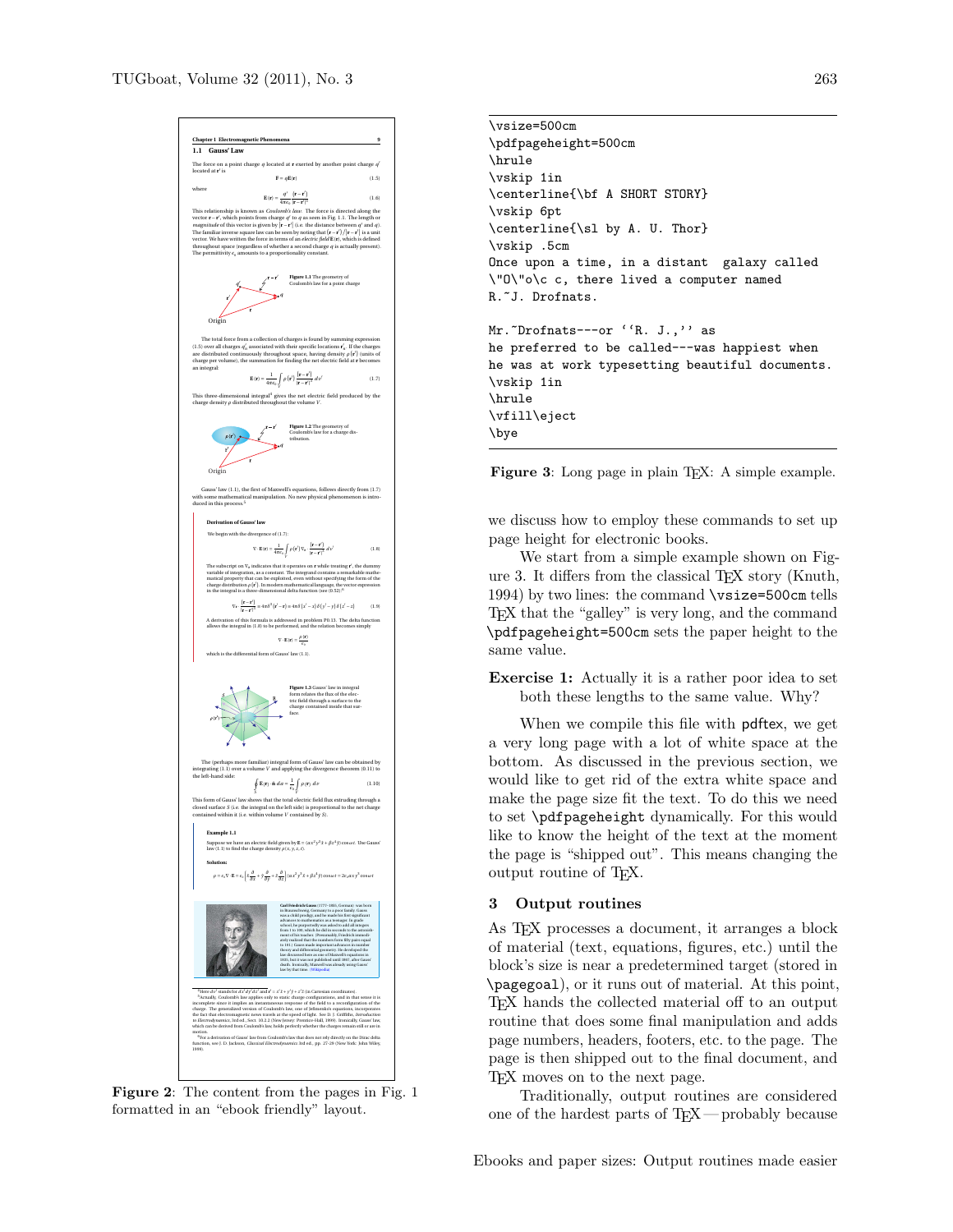Figure 2: The content from the pages in Fig. 1 formatted in an "ebook friendly" layout.

```
\vsize=500cm
\pdfpageheight=500cm
\hrule
\vskip 1in
\centerline{\bf A SHORT STORY}
\vskip 6pt
\centerline{\sl by A. U. Thor}
\vskip .5cm
Once upon a time, in a distant  galaxy called
\"O\"o\c c, there lived a computer named
R.~J. Drofnats.

Mr.~Drofnats---or ``R. J.,'' as
he preferred to be called---was happiest when
he was at work typesetting beautiful documents.
\vskip 1in
\hrule
\vfill\eject
\bye
```

**Figure 3**: Long page in plain TeX: A simple example.

we discuss how to employ these commands to set up page height for electronic books.

We start from a simple example shown on Figure 3. It differs from the classical TeX story (Knuth, 1994) by two lines: the command `\vsize=500cm` tells TeX that the "galley" is very long, and the command `\pdfpageheight=500cm` sets the paper height to the same value.

**Exercise 1:** Actually it is a rather poor idea to set both these lengths to the same value. Why?

When we compile this file with pdftex, we get a very long page with a lot of white space at the bottom. As discussed in the previous section, we would like to get rid of the extra white space and make the page size fit the text. To do this we need to set `\pdfpageheight` dynamically. For this would like to know the height of the text at the moment the page is "shipped out". This means changing the output routine of TeX.

## 3 Output routines

As TeX processes a document, it arranges a block of material (text, equations, figures, etc.) until the block's size is near a predetermined target (stored in `\pagegoal`), or it runs out of material. At this point, TeX hands the collected material off to an output routine that does some final manipulation and adds page numbers, headers, footers, etc. to the page. The page is then shipped out to the final document, and TeX moves on to the next page.

Traditionally, output routines are considered one of the hardest parts of TeX — probably because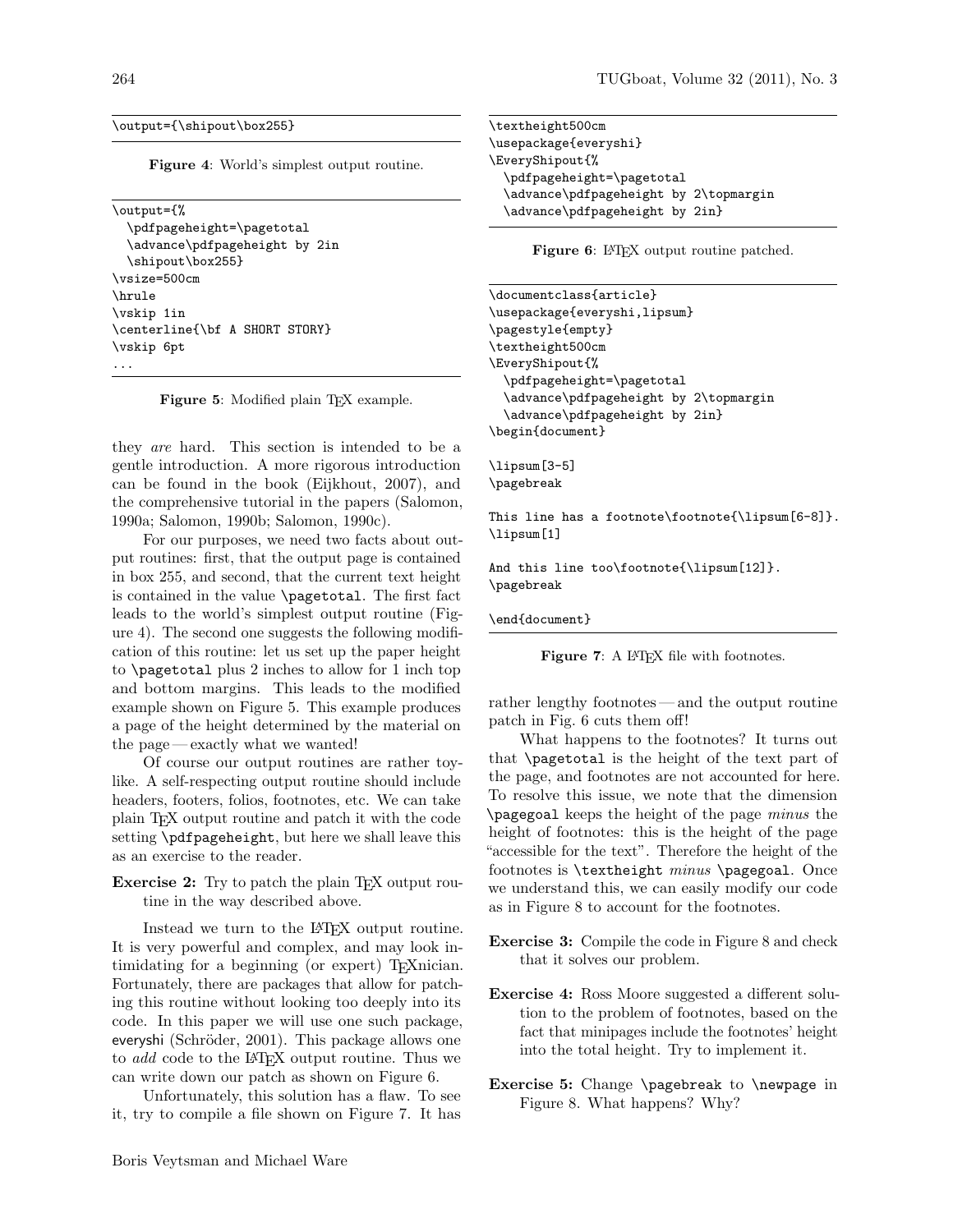```
\output={\shipout\box255}
```

**Figure 4**: World's simplest output routine.

```
\output={%
  \pdfpageheight=\pagetotal
  \advance\pdfpageheight by 2in
  \shipout\box255}
\vsize=500cm
\hrule
\vskip 1in
\centerline{\bf A SHORT STORY}
\vskip 6pt
...
```

**Figure 5**: Modified plain TeX example.

they *are* hard. This section is intended to be a gentle introduction. A more rigorous introduction can be found in the book (Eijkhout, 2007), and the comprehensive tutorial in the papers (Salomon, 1990a; Salomon, 1990b; Salomon, 1990c).

For our purposes, we need two facts about output routines: first, that the output page is contained in box 255, and second, that the current text height is contained in the value `\pagetotal`. The first fact leads to the world's simplest output routine (Figure 4). The second one suggests the following modification of this routine: let us set up the paper height to `\pagetotal` plus 2 inches to allow for 1 inch top and bottom margins. This leads to the modified example shown on Figure 5. This example produces a page of the height determined by the material on the page — exactly what we wanted!

Of course our output routines are rather toy-like. A self-respecting output routine should include headers, footers, folios, footnotes, etc. We can take plain TeX output routine and patch it with the code setting `\pdfpageheight`, but here we shall leave this as an exercise to the reader.

**Exercise 2:** Try to patch the plain TeX output routine in the way described above.

Instead we turn to the LaTeX output routine. It is very powerful and complex, and may look intimidating for a beginning (or expert) TeXnician. Fortunately, there are packages that allow for patching this routine without looking too deeply into its code. In this paper we will use one such package, everyshi (Schröder, 2001). This package allows one to *add* code to the LaTeX output routine. Thus we can write down our patch as shown on Figure 6.

Unfortunately, this solution has a flaw. To see it, try to compile a file shown on Figure 7. It has

```
\textheight500cm
\usepackage{everyshi}
\EveryShipout{%
  \pdfpageheight=\pagetotal
  \advance\pdfpageheight by 2\topmargin
  \advance\pdfpageheight by 2in}
```

**Figure 6**: LaTeX output routine patched.

```
\documentclass{article}
\usepackage{everyshi,lipsum}
\pagestyle{empty}
\textheight500cm
\EveryShipout{%
  \pdfpageheight=\pagetotal
  \advance\pdfpageheight by 2\topmargin
  \advance\pdfpageheight by 2in}
\begin{document}

\lipsum[3-5]
\pagebreak

This line has a footnote\footnote{\lipsum[6-8]}.
\lipsum[1]

And this line too\footnote{\lipsum[12]}.
\pagebreak

\end{document}
```

**Figure 7**: A LaTeX file with footnotes.

rather lengthy footnotes — and the output routine patch in Fig. 6 cuts them off!

What happens to the footnotes? It turns out that `\pagetotal` is the height of the text part of the page, and footnotes are not accounted for here. To resolve this issue, we note that the dimension `\pagegoal` keeps the height of the page *minus* the height of footnotes: this is the height of the page "accessible for the text". Therefore the height of the footnotes is `\textheight` *minus* `\pagegoal`. Once we understand this, we can easily modify our code as in Figure 8 to account for the footnotes.

**Exercise 3:** Compile the code in Figure 8 and check that it solves our problem.

**Exercise 4:** Ross Moore suggested a different solution to the problem of footnotes, based on the fact that minipages include the footnotes' height into the total height. Try to implement it.

**Exercise 5:** Change `\pagebreak` to `\newpage` in Figure 8. What happens? Why?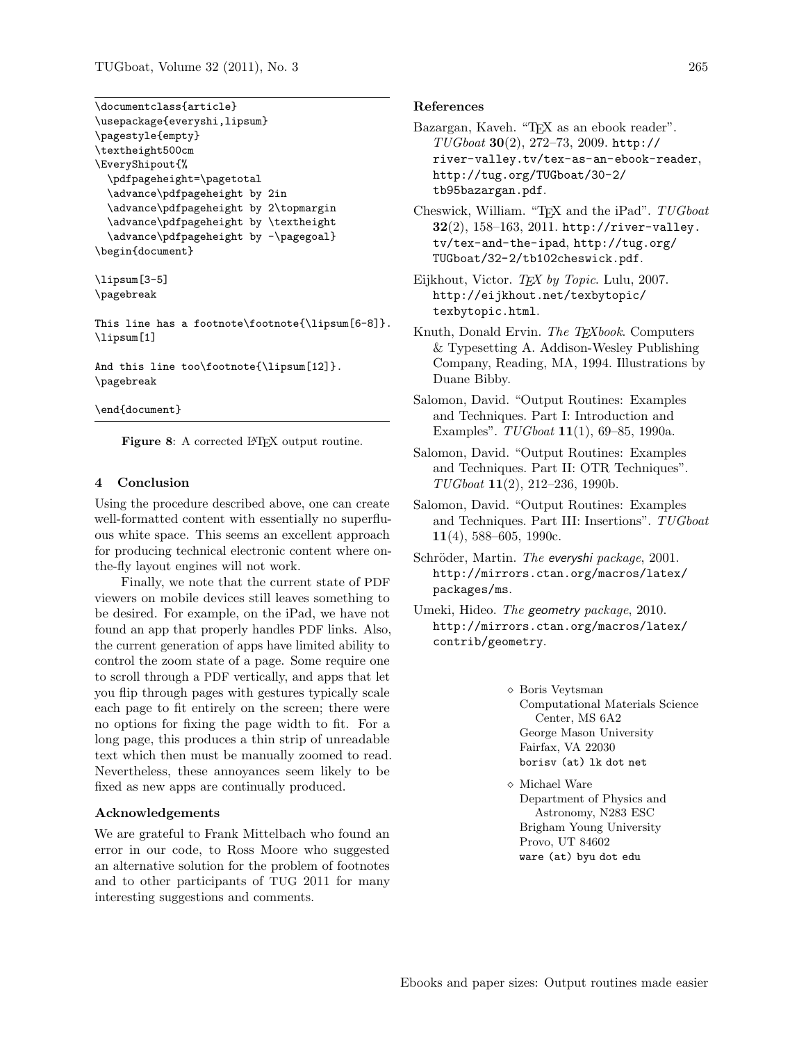```
\documentclass{article}
\usepackage{everyshi,lipsum}
\pagestyle{empty}
\textheight500cm
\EveryShipout{%
  \pdfpageheight=\pagetotal
  \advance\pdfpageheight by 2in
  \advance\pdfpageheight by 2\topmargin
  \advance\pdfpageheight by \textheight
  \advance\pdfpageheight by -\pagegoal}
\begin{document}

\lipsum[3-5]
\pagebreak

This line has a footnote\footnote{\lipsum[6-8]}.
\lipsum[1]

And this line too\footnote{\lipsum[12]}.
\pagebreak

\end{document}
```

**Figure 8**: A corrected LaTeX output routine.

## 4 Conclusion

Using the procedure described above, one can create well-formatted content with essentially no superfluous white space. This seems an excellent approach for producing technical electronic content where on-the-fly layout engines will not work.

Finally, we note that the current state of PDF viewers on mobile devices still leaves something to be desired. For example, on the iPad, we have not found an app that properly handles PDF links. Also, the current generation of apps have limited ability to control the zoom state of a page. Some require one to scroll through a PDF vertically, and apps that let you flip through pages with gestures typically scale each page to fit entirely on the screen; there were no options for fixing the page width to fit. For a long page, this produces a thin strip of unreadable text which then must be manually zoomed to read. Nevertheless, these annoyances seem likely to be fixed as new apps are continually produced.

### Acknowledgements

We are grateful to Frank Mittelbach who found an error in our code, to Ross Moore who suggested an alternative solution for the problem of footnotes and to other participants of TUG 2011 for many interesting suggestions and comments.

### References

Bazargan, Kaveh. "TeX as an ebook reader". *TUGboat* **30**(2), 272–73, 2009. `http://river-valley.tv/tex-as-an-ebook-reader`, `http://tug.org/TUGboat/30-2/tb95bazargan.pdf`.

Cheswick, William. "TeX and the iPad". *TUGboat* **32**(2), 158–163, 2011. `http://river-valley.tv/tex-and-the-ipad`, `http://tug.org/TUGboat/32-2/tb102cheswick.pdf`.

Eijkhout, Victor. *TeX by Topic*. Lulu, 2007. `http://eijkhout.net/texbytopic/texbytopic.html`.

Knuth, Donald Ervin. *The TeXbook*. Computers & Typesetting A. Addison-Wesley Publishing Company, Reading, MA, 1994. Illustrations by Duane Bibby.

Salomon, David. "Output Routines: Examples and Techniques. Part I: Introduction and Examples". *TUGboat* **11**(1), 69–85, 1990a.

Salomon, David. "Output Routines: Examples and Techniques. Part II: OTR Techniques". *TUGboat* **11**(2), 212–236, 1990b.

Salomon, David. "Output Routines: Examples and Techniques. Part III: Insertions". *TUGboat* **11**(4), 588–605, 1990c.

Schröder, Martin. *The everyshi package*, 2001. `http://mirrors.ctan.org/macros/latex/packages/ms`.

Umeki, Hideo. *The geometry package*, 2010. `http://mirrors.ctan.org/macros/latex/contrib/geometry`.

◇ Boris Veytsman
Computational Materials Science Center, MS 6A2
George Mason University
Fairfax, VA 22030
`borisv (at) lk dot net`

◇ Michael Ware
Department of Physics and Astronomy, N283 ESC
Brigham Young University
Provo, UT 84602
`ware (at) byu dot edu`